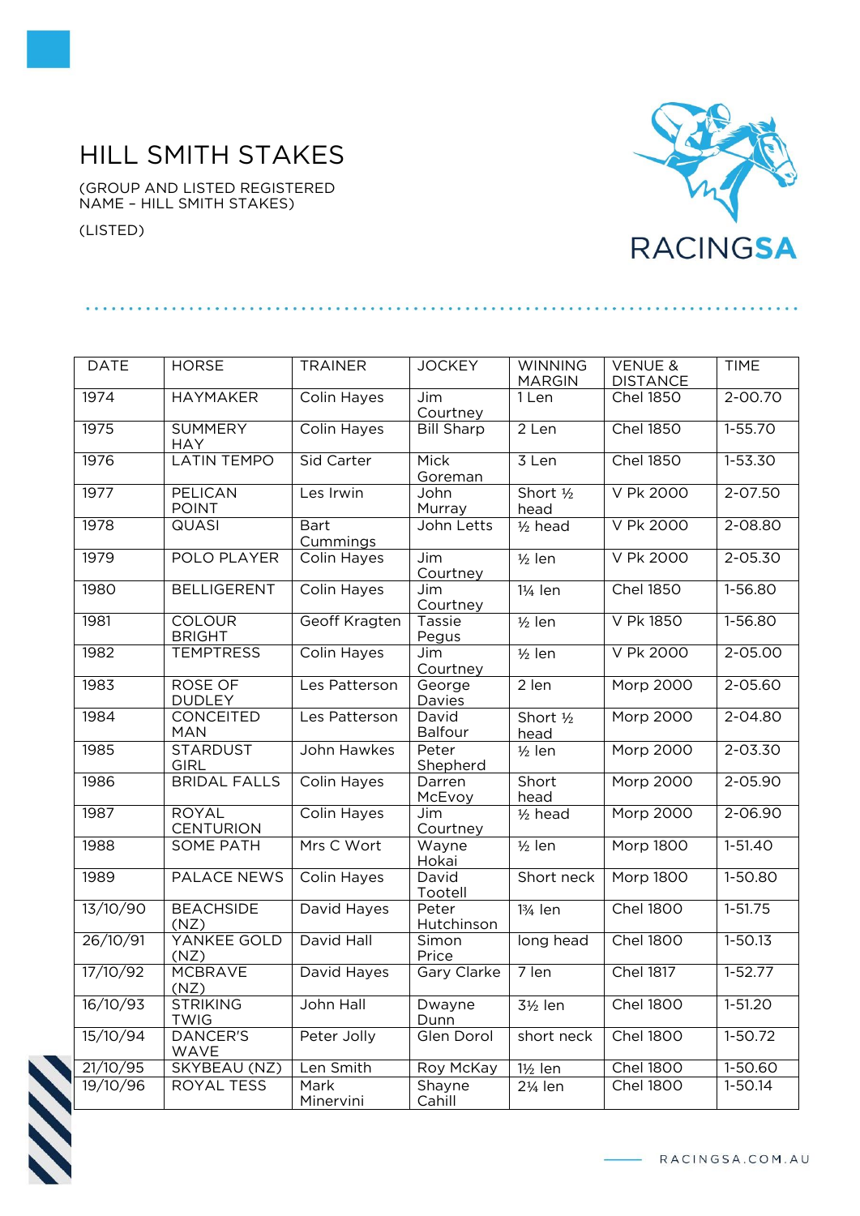# HILL SMITH STAKES

(GROUP AND LISTED REGISTERED NAME – HILL SMITH STAKES)

(LISTED)

| DATE | HORSE | TRAINER | JOCKEY | WINNING MARGIN | VENUE & DISTANCE | TIME |
|---|---|---|---|---|---|---|
| 1974 | HAYMAKER | Colin Hayes | Jim Courtney | 1 Len | Chel 1850 | 2-00.70 |
| 1975 | SUMMERY HAY | Colin Hayes | Bill Sharp | 2 Len | Chel 1850 | 1-55.70 |
| 1976 | LATIN TEMPO | Sid Carter | Mick Goreman | 3 Len | Chel 1850 | 1-53.30 |
| 1977 | PELICAN POINT | Les Irwin | John Murray | Short ½ head | V Pk 2000 | 2-07.50 |
| 1978 | QUASI | Bart Cummings | John Letts | ½ head | V Pk 2000 | 2-08.80 |
| 1979 | POLO PLAYER | Colin Hayes | Jim Courtney | ½ len | V Pk 2000 | 2-05.30 |
| 1980 | BELLIGERENT | Colin Hayes | Jim Courtney | 1¼ len | Chel 1850 | 1-56.80 |
| 1981 | COLOUR BRIGHT | Geoff Kragten | Tassie Pegus | ½ len | V Pk 1850 | 1-56.80 |
| 1982 | TEMPTRESS | Colin Hayes | Jim Courtney | ½ len | V Pk 2000 | 2-05.00 |
| 1983 | ROSE OF DUDLEY | Les Patterson | George Davies | 2 len | Morp 2000 | 2-05.60 |
| 1984 | CONCEITED MAN | Les Patterson | David Balfour | Short ½ head | Morp 2000 | 2-04.80 |
| 1985 | STARDUST GIRL | John Hawkes | Peter Shepherd | ½ len | Morp 2000 | 2-03.30 |
| 1986 | BRIDAL FALLS | Colin Hayes | Darren McEvoy | Short head | Morp 2000 | 2-05.90 |
| 1987 | ROYAL CENTURION | Colin Hayes | Jim Courtney | ½ head | Morp 2000 | 2-06.90 |
| 1988 | SOME PATH | Mrs C Wort | Wayne Hokai | ½ len | Morp 1800 | 1-51.40 |
| 1989 | PALACE NEWS | Colin Hayes | David Tootell | Short neck | Morp 1800 | 1-50.80 |
| 13/10/90 | BEACHSIDE (NZ) | David Hayes | Peter Hutchinson | 1¾ len | Chel 1800 | 1-51.75 |
| 26/10/91 | YANKEE GOLD (NZ) | David Hall | Simon Price | long head | Chel 1800 | 1-50.13 |
| 17/10/92 | MCBRAVE (NZ) | David Hayes | Gary Clarke | 7 len | Chel 1817 | 1-52.77 |
| 16/10/93 | STRIKING TWIG | John Hall | Dwayne Dunn | 3½ len | Chel 1800 | 1-51.20 |
| 15/10/94 | DANCER'S WAVE | Peter Jolly | Glen Dorol | short neck | Chel 1800 | 1-50.72 |
| 21/10/95 | SKYBEAU (NZ) | Len Smith | Roy McKay | 1½ len | Chel 1800 | 1-50.60 |
| 19/10/96 | ROYAL TESS | Mark Minervini | Shayne Cahill | 2¼ len | Chel 1800 | 1-50.14 |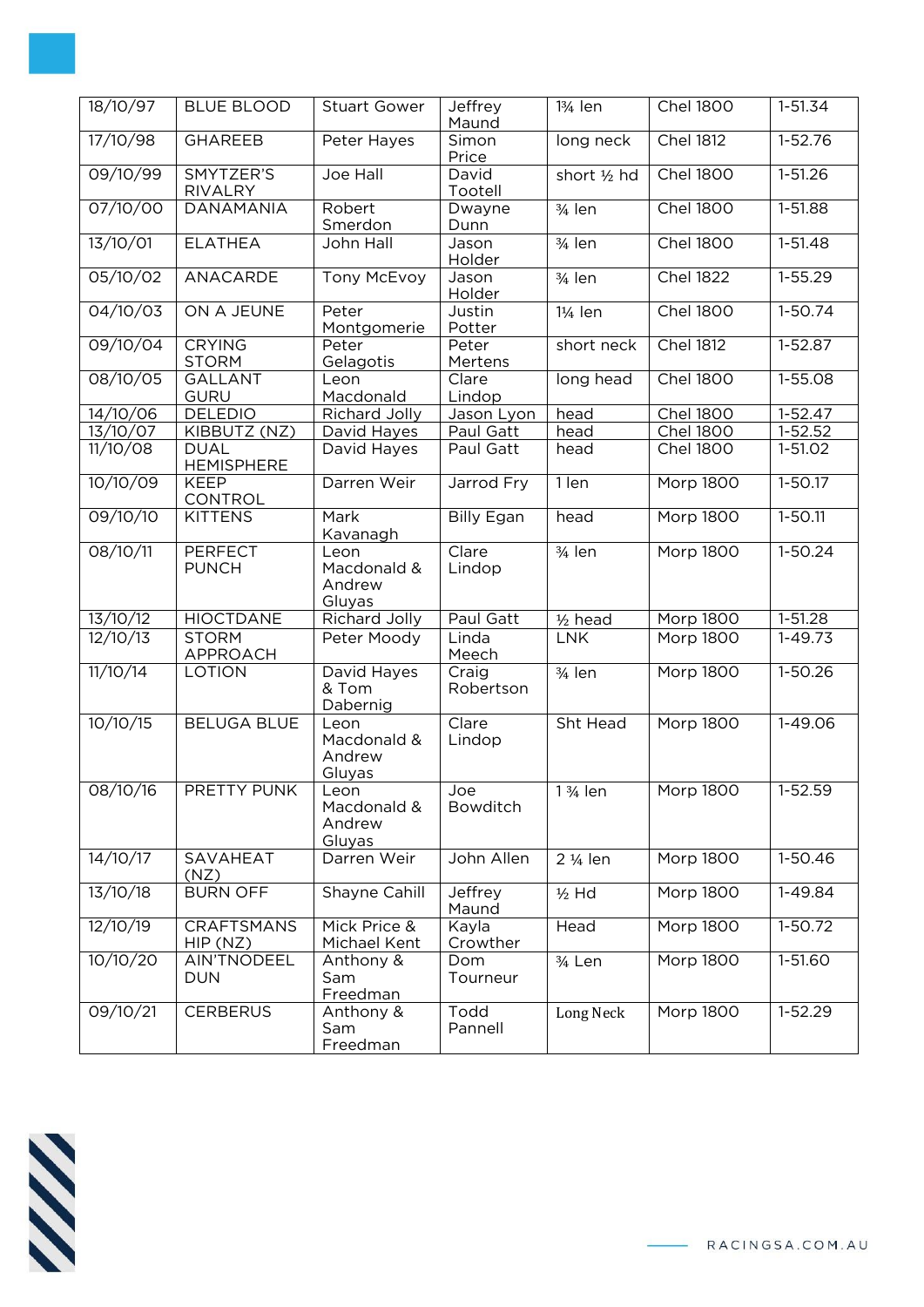| | | | | | | |
|---|---|---|---|---|---|---|
| 18/10/97 | BLUE BLOOD | Stuart Gower | Jeffrey Maund | 1¾ len | Chel 1800 | 1-51.34 |
| 17/10/98 | GHAREEB | Peter Hayes | Simon Price | long neck | Chel 1812 | 1-52.76 |
| 09/10/99 | SMYTZER'S RIVALRY | Joe Hall | David Tootell | short ½ hd | Chel 1800 | 1-51.26 |
| 07/10/00 | DANAMANIA | Robert Smerdon | Dwayne Dunn | ¾ len | Chel 1800 | 1-51.88 |
| 13/10/01 | ELATHEA | John Hall | Jason Holder | ¾ len | Chel 1800 | 1-51.48 |
| 05/10/02 | ANACARDE | Tony McEvoy | Jason Holder | ¾ len | Chel 1822 | 1-55.29 |
| 04/10/03 | ON A JEUNE | Peter Montgomerie | Justin Potter | 1¼ len | Chel 1800 | 1-50.74 |
| 09/10/04 | CRYING STORM | Peter Gelagotis | Peter Mertens | short neck | Chel 1812 | 1-52.87 |
| 08/10/05 | GALLANT GURU | Leon Macdonald | Clare Lindop | long head | Chel 1800 | 1-55.08 |
| 14/10/06 | DELEDIO | Richard Jolly | Jason Lyon | head | Chel 1800 | 1-52.47 |
| 13/10/07 | KIBBUTZ (NZ) | David Hayes | Paul Gatt | head | Chel 1800 | 1-52.52 |
| 11/10/08 | DUAL HEMISPHERE | David Hayes | Paul Gatt | head | Chel 1800 | 1-51.02 |
| 10/10/09 | KEEP CONTROL | Darren Weir | Jarrod Fry | 1 len | Morp 1800 | 1-50.17 |
| 09/10/10 | KITTENS | Mark Kavanagh | Billy Egan | head | Morp 1800 | 1-50.11 |
| 08/10/11 | PERFECT PUNCH | Leon Macdonald & Andrew Gluyas | Clare Lindop | ¾ len | Morp 1800 | 1-50.24 |
| 13/10/12 | HIOCTDANE | Richard Jolly | Paul Gatt | ½ head | Morp 1800 | 1-51.28 |
| 12/10/13 | STORM APPROACH | Peter Moody | Linda Meech | LNK | Morp 1800 | 1-49.73 |
| 11/10/14 | LOTION | David Hayes & Tom Dabernig | Craig Robertson | ¾ len | Morp 1800 | 1-50.26 |
| 10/10/15 | BELUGA BLUE | Leon Macdonald & Andrew Gluyas | Clare Lindop | Sht Head | Morp 1800 | 1-49.06 |
| 08/10/16 | PRETTY PUNK | Leon Macdonald & Andrew Gluyas | Joe Bowditch | 1 ¾ len | Morp 1800 | 1-52.59 |
| 14/10/17 | SAVAHEAT (NZ) | Darren Weir | John Allen | 2 ¼ len | Morp 1800 | 1-50.46 |
| 13/10/18 | BURN OFF | Shayne Cahill | Jeffrey Maund | ½ Hd | Morp 1800 | 1-49.84 |
| 12/10/19 | CRAFTSMANS HIP (NZ) | Mick Price & Michael Kent | Kayla Crowther | Head | Morp 1800 | 1-50.72 |
| 10/10/20 | AIN'TNODEEL DUN | Anthony & Sam Freedman | Dom Tourneur | ¾ Len | Morp 1800 | 1-51.60 |
| 09/10/21 | CERBERUS | Anthony & Sam Freedman | Todd Pannell | Long Neck | Morp 1800 | 1-52.29 |